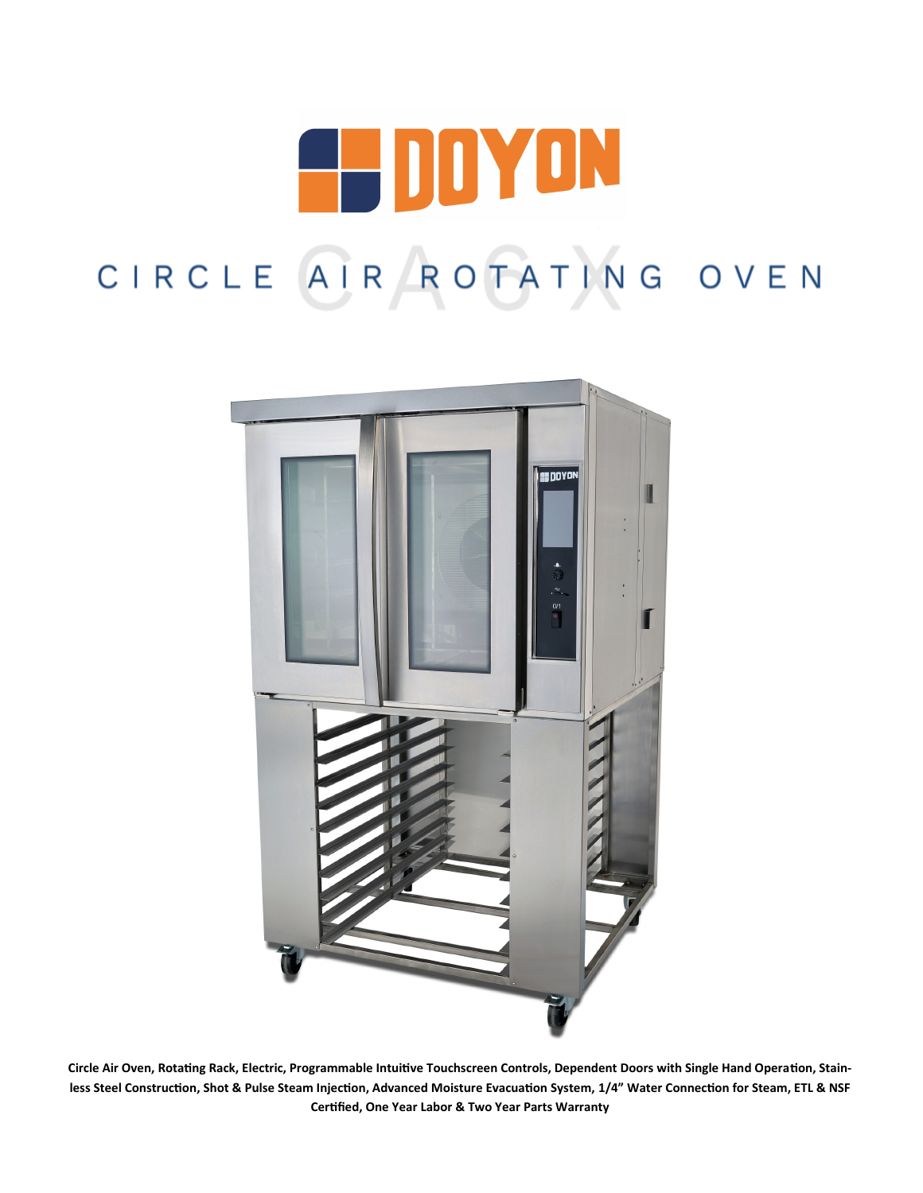# DOYON

## CIRCLE AIR ROTATING OVEN

CA6X

**Circle Air Oven, Rotating Rack, Electric, Programmable Intuitive Touchscreen Controls, Dependent Doors with Single Hand Operation, Stainless Steel Construction, Shot & Pulse Steam Injection, Advanced Moisture Evacuation System, 1/4" Water Connection for Steam, ETL & NSF Certified, One Year Labor & Two Year Parts Warranty**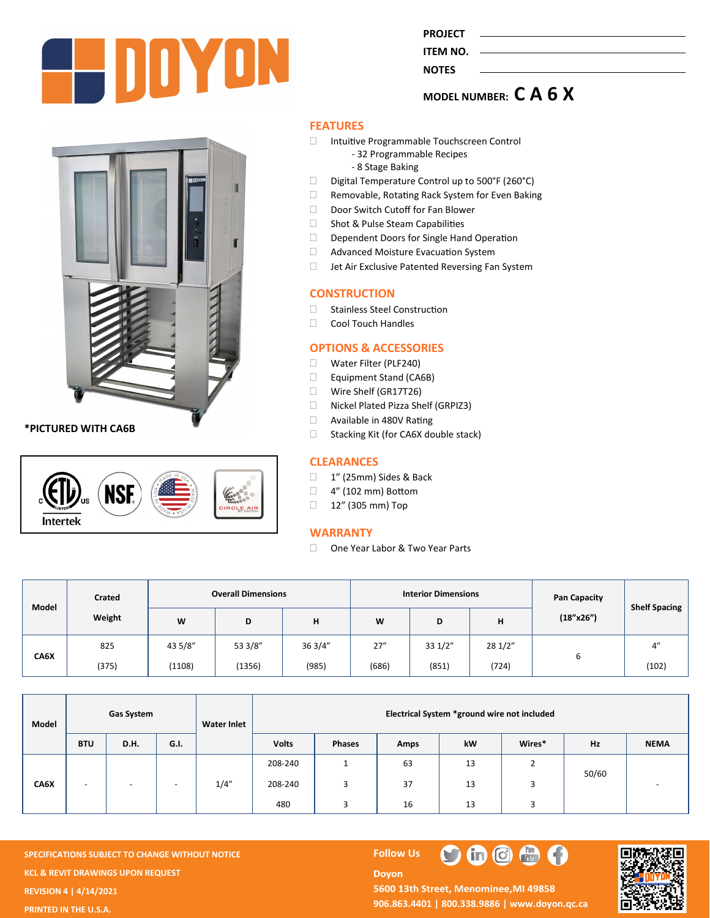PROJECT

ITEM NO.

NOTES

MODEL NUMBER: **C A 6 X**

*PICTURED WITH CA6B

## FEATURES

- Intuitive Programmable Touchscreen Control
  - 32 Programmable Recipes
  - 8 Stage Baking
- Digital Temperature Control up to 500°F (260°C)
- Removable, Rotating Rack System for Even Baking
- Door Switch Cutoff for Fan Blower
- Shot & Pulse Steam Capabilities
- Dependent Doors for Single Hand Operation
- Advanced Moisture Evacuation System
- Jet Air Exclusive Patented Reversing Fan System

## CONSTRUCTION

- Stainless Steel Construction
- Cool Touch Handles

## OPTIONS & ACCESSORIES

- Water Filter (PLF240)
- Equipment Stand (CA6B)
- Wire Shelf (GR17T26)
- Nickel Plated Pizza Shelf (GRPIZ3)
- Available in 480V Rating
- Stacking Kit (for CA6X double stack)

## CLEARANCES

- 1" (25mm) Sides & Back
- 4" (102 mm) Bottom
- 12" (305 mm) Top

## WARRANTY

- One Year Labor & Two Year Parts

| Model | Crated Weight | Overall Dimensions | | | Interior Dimensions | | | Pan Capacity (18"x26") | Shelf Spacing |
|---|---|---|---|---|---|---|---|---|---|
| | | W | D | H | W | D | H | | |
| CA6X | 825 (375) | 43 5/8" (1108) | 53 3/8" (1356) | 36 3/4" (985) | 27" (686) | 33 1/2" (851) | 28 1/2" (724) | 6 | 4" (102) |

| Model | Gas System | | | Water Inlet | Electrical System *ground wire not included | | | | | | |
|---|---|---|---|---|---|---|---|---|---|---|---|
| | BTU | D.H. | G.I. | | Volts | Phases | Amps | kW | Wires* | Hz | NEMA |
| CA6X | - | - | - | 1/4" | 208-240 | 1 | 63 | 13 | 2 | 50/60 | - |
| | | | | | 208-240 | 3 | 37 | 13 | 3 | | |
| | | | | | 480 | 3 | 16 | 13 | 3 | | |

SPECIFICATIONS SUBJECT TO CHANGE WITHOUT NOTICE

KCL & REVIT DRAWINGS UPON REQUEST

REVISION 4 | 4/14/2021

PRINTED IN THE U.S.A.

Follow Us

Doyon

5600 13th Street, Menominee, MI 49858

906.863.4401 | 800.338.9886 | www.doyon.qc.ca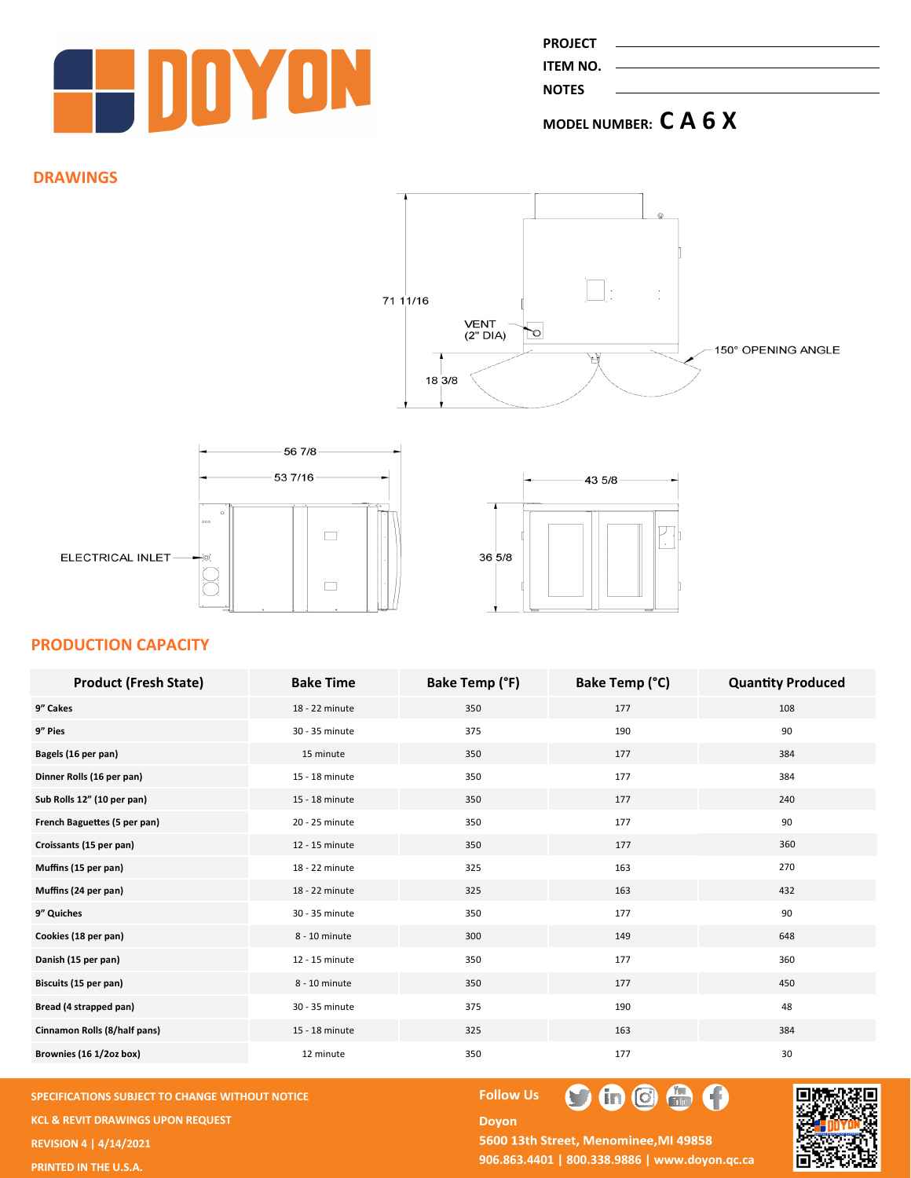PROJECT

ITEM NO.

NOTES

MODEL NUMBER: **C A 6 X**

## DRAWINGS

71 11/16

VENT (2" DIA)

150° OPENING ANGLE

18 3/8

56 7/8

53 7/16

ELECTRICAL INLET

43 5/8

36 5/8

## PRODUCTION CAPACITY

| Product (Fresh State) | Bake Time | Bake Temp (°F) | Bake Temp (°C) | Quantity Produced |
|---|---|---|---|---|
| 9" Cakes | 18 - 22 minute | 350 | 177 | 108 |
| 9" Pies | 30 - 35 minute | 375 | 190 | 90 |
| Bagels (16 per pan) | 15 minute | 350 | 177 | 384 |
| Dinner Rolls (16 per pan) | 15 - 18 minute | 350 | 177 | 384 |
| Sub Rolls 12" (10 per pan) | 15 - 18 minute | 350 | 177 | 240 |
| French Baguettes (5 per pan) | 20 - 25 minute | 350 | 177 | 90 |
| Croissants (15 per pan) | 12 - 15 minute | 350 | 177 | 360 |
| Muffins (15 per pan) | 18 - 22 minute | 325 | 163 | 270 |
| Muffins (24 per pan) | 18 - 22 minute | 325 | 163 | 432 |
| 9" Quiches | 30 - 35 minute | 350 | 177 | 90 |
| Cookies (18 per pan) | 8 - 10 minute | 300 | 149 | 648 |
| Danish (15 per pan) | 12 - 15 minute | 350 | 177 | 360 |
| Biscuits (15 per pan) | 8 - 10 minute | 350 | 177 | 450 |
| Bread (4 strapped pan) | 30 - 35 minute | 375 | 190 | 48 |
| Cinnamon Rolls (8/half pans) | 15 - 18 minute | 325 | 163 | 384 |
| Brownies (16 1/2oz box) | 12 minute | 350 | 177 | 30 |

SPECIFICATIONS SUBJECT TO CHANGE WITHOUT NOTICE

KCL & REVIT DRAWINGS UPON REQUEST

REVISION 4 | 4/14/2021

PRINTED IN THE U.S.A.

Follow Us

Doyon

5600 13th Street, Menominee,MI 49858

906.863.4401 | 800.338.9886 | www.doyon.qc.ca